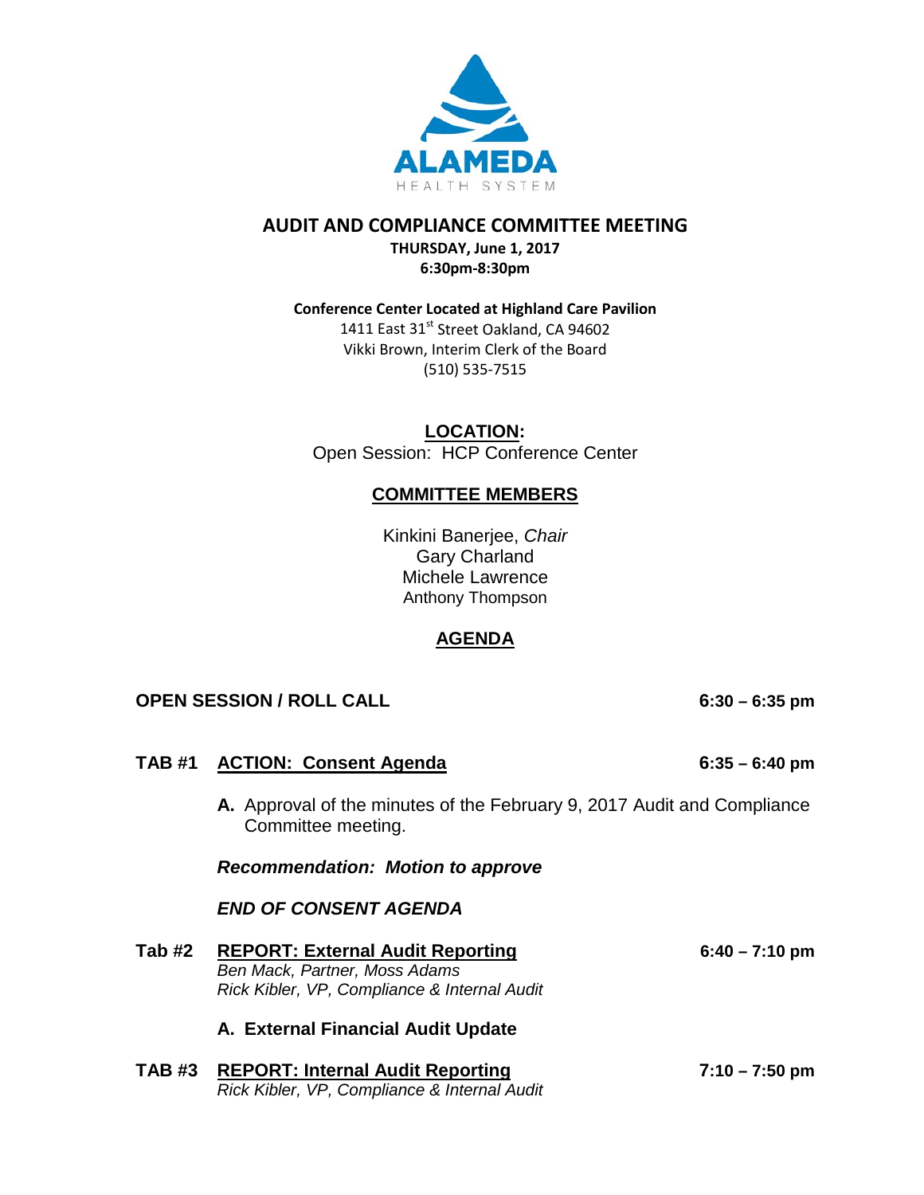ALAMEDA
HEALTH SYSTEM

# AUDIT AND COMPLIANCE COMMITTEE MEETING

**THURSDAY, June 1, 2017**
**6:30pm-8:30pm**

**Conference Center Located at Highland Care Pavilion**
1411 East 31st Street Oakland, CA 94602
Vikki Brown, Interim Clerk of the Board
(510) 535-7515

## LOCATION:

Open Session: HCP Conference Center

## COMMITTEE MEMBERS

Kinkini Banerjee, *Chair*
Gary Charland
Michele Lawrence
Anthony Thompson

## AGENDA

**OPEN SESSION / ROLL CALL** **6:30 – 6:35 pm**

**TAB #1 ACTION: Consent Agenda** **6:35 – 6:40 pm**

**A.** Approval of the minutes of the February 9, 2017 Audit and Compliance Committee meeting.

***Recommendation: Motion to approve***

***END OF CONSENT AGENDA***

**Tab #2 REPORT: External Audit Reporting** **6:40 – 7:10 pm**
*Ben Mack, Partner, Moss Adams*
*Rick Kibler, VP, Compliance & Internal Audit*

**A. External Financial Audit Update**

**TAB #3 REPORT: Internal Audit Reporting** **7:10 – 7:50 pm**
*Rick Kibler, VP, Compliance & Internal Audit*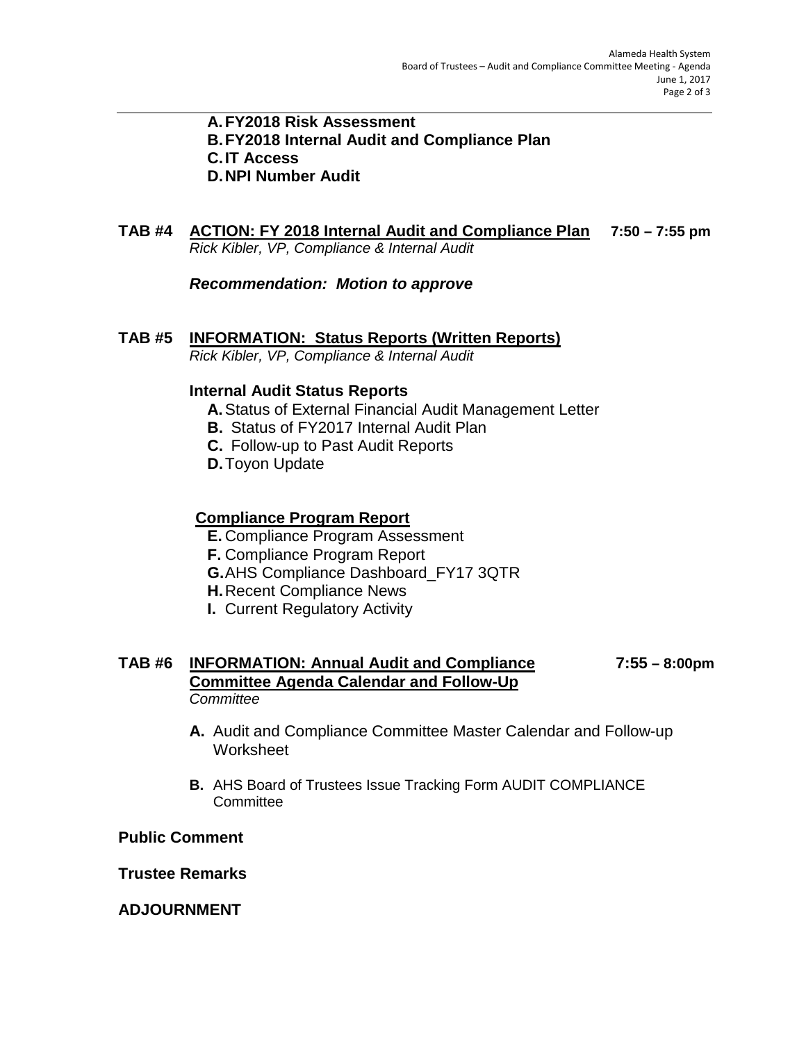**A. FY2018 Risk Assessment**
**B. FY2018 Internal Audit and Compliance Plan**
**C. IT Access**
**D. NPI Number Audit**

**TAB #4 ACTION: FY 2018 Internal Audit and Compliance Plan** **7:50 – 7:55 pm**
*Rick Kibler, VP, Compliance & Internal Audit*

***Recommendation: Motion to approve***

**TAB #5 INFORMATION: Status Reports (Written Reports)**
*Rick Kibler, VP, Compliance & Internal Audit*

**Internal Audit Status Reports**

**A.** Status of External Financial Audit Management Letter
**B.** Status of FY2017 Internal Audit Plan
**C.** Follow-up to Past Audit Reports
**D.** Toyon Update

**Compliance Program Report**

**E.** Compliance Program Assessment
**F.** Compliance Program Report
**G.** AHS Compliance Dashboard_FY17 3QTR
**H.** Recent Compliance News
**I.** Current Regulatory Activity

**TAB #6 INFORMATION: Annual Audit and Compliance Committee Agenda Calendar and Follow-Up** **7:55 – 8:00pm**
*Committee*

**A.** Audit and Compliance Committee Master Calendar and Follow-up Worksheet

**B.** AHS Board of Trustees Issue Tracking Form AUDIT COMPLIANCE Committee

**Public Comment**

**Trustee Remarks**

**ADJOURNMENT**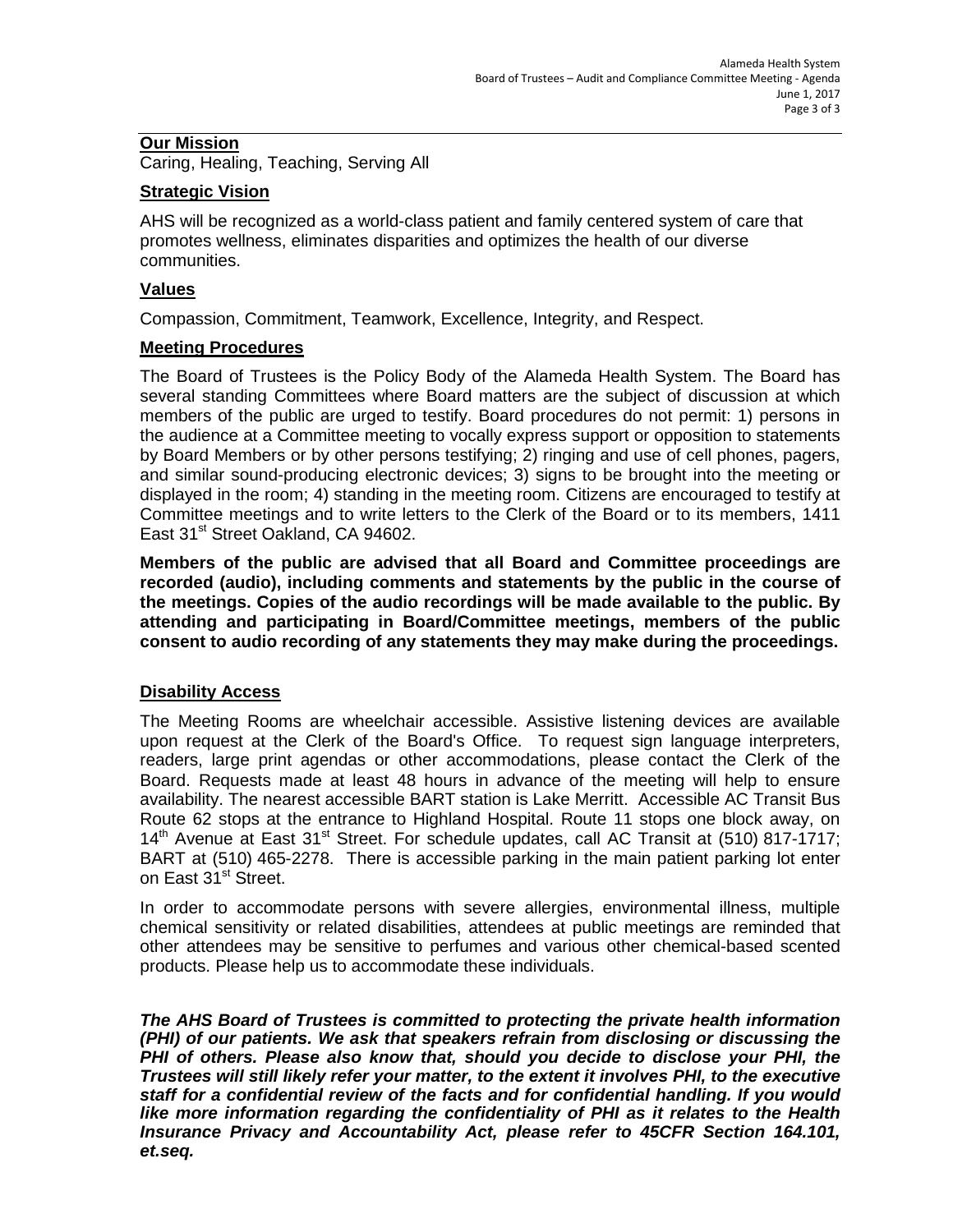**Our Mission**

Caring, Healing, Teaching, Serving All

**Strategic Vision**

AHS will be recognized as a world-class patient and family centered system of care that promotes wellness, eliminates disparities and optimizes the health of our diverse communities.

**Values**

Compassion, Commitment, Teamwork, Excellence, Integrity, and Respect.

**Meeting Procedures**

The Board of Trustees is the Policy Body of the Alameda Health System. The Board has several standing Committees where Board matters are the subject of discussion at which members of the public are urged to testify. Board procedures do not permit: 1) persons in the audience at a Committee meeting to vocally express support or opposition to statements by Board Members or by other persons testifying; 2) ringing and use of cell phones, pagers, and similar sound-producing electronic devices; 3) signs to be brought into the meeting or displayed in the room; 4) standing in the meeting room. Citizens are encouraged to testify at Committee meetings and to write letters to the Clerk of the Board or to its members, 1411 East 31st Street Oakland, CA 94602.

**Members of the public are advised that all Board and Committee proceedings are recorded (audio), including comments and statements by the public in the course of the meetings. Copies of the audio recordings will be made available to the public. By attending and participating in Board/Committee meetings, members of the public consent to audio recording of any statements they may make during the proceedings.**

**Disability Access**

The Meeting Rooms are wheelchair accessible. Assistive listening devices are available upon request at the Clerk of the Board's Office. To request sign language interpreters, readers, large print agendas or other accommodations, please contact the Clerk of the Board. Requests made at least 48 hours in advance of the meeting will help to ensure availability. The nearest accessible BART station is Lake Merritt. Accessible AC Transit Bus Route 62 stops at the entrance to Highland Hospital. Route 11 stops one block away, on 14th Avenue at East 31st Street. For schedule updates, call AC Transit at (510) 817-1717; BART at (510) 465-2278. There is accessible parking in the main patient parking lot enter on East 31st Street.

In order to accommodate persons with severe allergies, environmental illness, multiple chemical sensitivity or related disabilities, attendees at public meetings are reminded that other attendees may be sensitive to perfumes and various other chemical-based scented products. Please help us to accommodate these individuals.

***The AHS Board of Trustees is committed to protecting the private health information (PHI) of our patients. We ask that speakers refrain from disclosing or discussing the PHI of others. Please also know that, should you decide to disclose your PHI, the Trustees will still likely refer your matter, to the extent it involves PHI, to the executive staff for a confidential review of the facts and for confidential handling. If you would like more information regarding the confidentiality of PHI as it relates to the Health Insurance Privacy and Accountability Act, please refer to 45CFR Section 164.101, et.seq.***